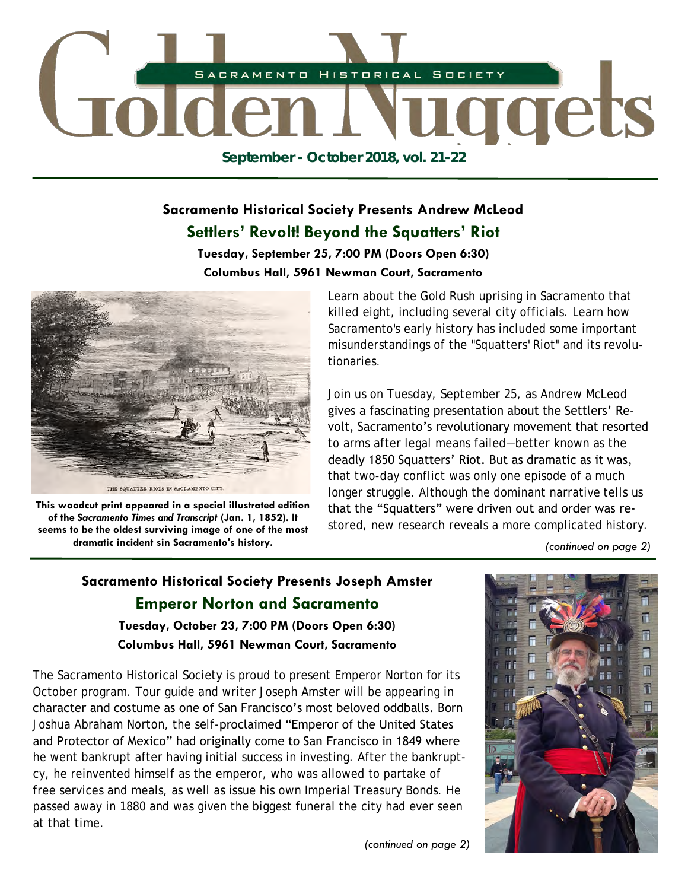# Golden Nuggets

SACRAMENTO HISTORICAL SOCIETY

**September - October 2018, vol. 21-22**

### Sacramento Historical Society Presents Andrew McLeod

## Settlers' Revolt! Beyond the Squatters' Riot

**Tuesday, September 25, 7:00 PM (Doors Open 6:30)**
**Columbus Hall, 5961 Newman Court, Sacramento**

THE SQUATTER RIOTS IN SACRAMENTO CITY.

**This woodcut print appeared in a special illustrated edition of the *Sacramento Times and Transcript* (Jan. 1, 1852). It seems to be the oldest surviving image of one of the most dramatic incident sin Sacramento's history.**

Learn about the Gold Rush uprising in Sacramento that killed eight, including several city officials. Learn how Sacramento's early history has included some important misunderstandings of the "Squatters' Riot" and its revolutionaries.

Join us on Tuesday, September 25, as Andrew McLeod gives a fascinating presentation about the Settlers' Revolt, Sacramento's revolutionary movement that resorted to arms after legal means failed—better known as the deadly 1850 Squatters' Riot. But as dramatic as it was, that two-day conflict was only one episode of a much longer struggle. Although the dominant narrative tells us that the "Squatters" were driven out and order was restored, new research reveals a more complicated history.

*(continued on page 2)*

### Sacramento Historical Society Presents Joseph Amster

## Emperor Norton and Sacramento

**Tuesday, October 23, 7:00 PM (Doors Open 6:30)**
**Columbus Hall, 5961 Newman Court, Sacramento**

The Sacramento Historical Society is proud to present Emperor Norton for its October program. Tour guide and writer Joseph Amster will be appearing in character and costume as one of San Francisco's most beloved oddballs. Born Joshua Abraham Norton, the self-proclaimed "Emperor of the United States and Protector of Mexico" had originally come to San Francisco in 1849 where he went bankrupt after having initial success in investing. After the bankruptcy, he reinvented himself as the emperor, who was allowed to partake of free services and meals, as well as issue his own Imperial Treasury Bonds. He passed away in 1880 and was given the biggest funeral the city had ever seen at that time.

*(continued on page 2)*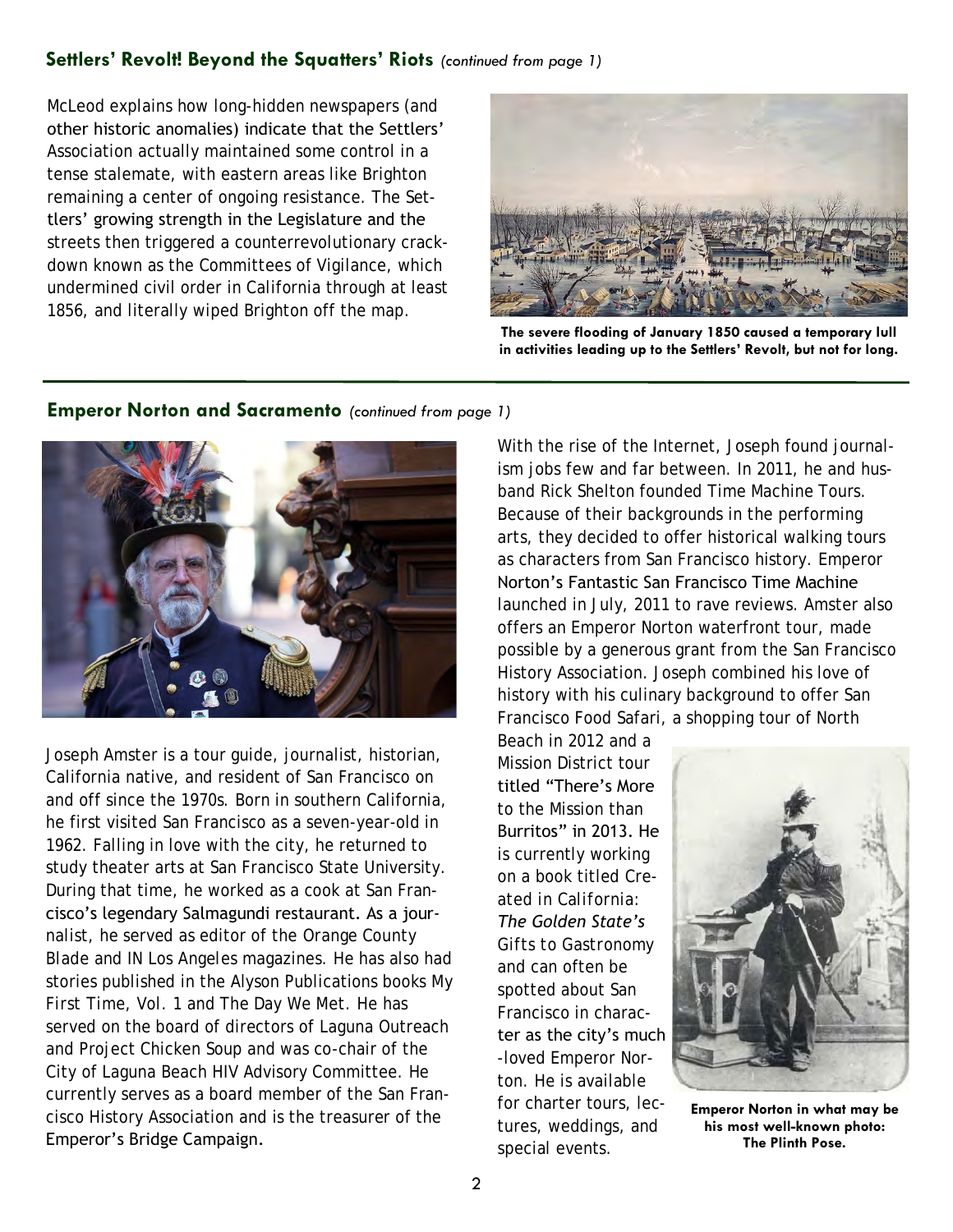## Settlers' Revolt! Beyond the Squatters' Riots *(continued from page 1)*

McLeod explains how long-hidden newspapers (and other historic anomalies) indicate that the Settlers' Association actually maintained some control in a tense stalemate, with eastern areas like Brighton remaining a center of ongoing resistance. The Settlers' growing strength in the Legislature and the streets then triggered a counterrevolutionary crackdown known as the Committees of Vigilance, which undermined civil order in California through at least 1856, and literally wiped Brighton off the map.

**The severe flooding of January 1850 caused a temporary lull in activities leading up to the Settlers' Revolt, but not for long.**

## Emperor Norton and Sacramento *(continued from page 1)*

Joseph Amster is a tour guide, journalist, historian, California native, and resident of San Francisco on and off since the 1970s. Born in southern California, he first visited San Francisco as a seven-year-old in 1962. Falling in love with the city, he returned to study theater arts at San Francisco State University. During that time, he worked as a cook at San Francisco's legendary Salmagundi restaurant. As a journalist, he served as editor of the Orange County Blade and IN Los Angeles magazines. He has also had stories published in the Alyson Publications books My First Time, Vol. 1 and The Day We Met. He has served on the board of directors of Laguna Outreach and Project Chicken Soup and was co-chair of the City of Laguna Beach HIV Advisory Committee. He currently serves as a board member of the San Francisco History Association and is the treasurer of the Emperor's Bridge Campaign.

With the rise of the Internet, Joseph found journalism jobs few and far between. In 2011, he and husband Rick Shelton founded Time Machine Tours. Because of their backgrounds in the performing arts, they decided to offer historical walking tours as characters from San Francisco history. Emperor Norton's Fantastic San Francisco Time Machine launched in July, 2011 to rave reviews. Amster also offers an Emperor Norton waterfront tour, made possible by a generous grant from the San Francisco History Association. Joseph combined his love of history with his culinary background to offer San Francisco Food Safari, a shopping tour of North Beach in 2012 and a Mission District tour titled "There's More to the Mission than Burritos" in 2013. He is currently working on a book titled Created in California: *The Golden State's* Gifts to Gastronomy and can often be spotted about San Francisco in character as the city's much-loved Emperor Norton. He is available for charter tours, lectures, weddings, and special events.

**Emperor Norton in what may be his most well-known photo: The Plinth Pose.**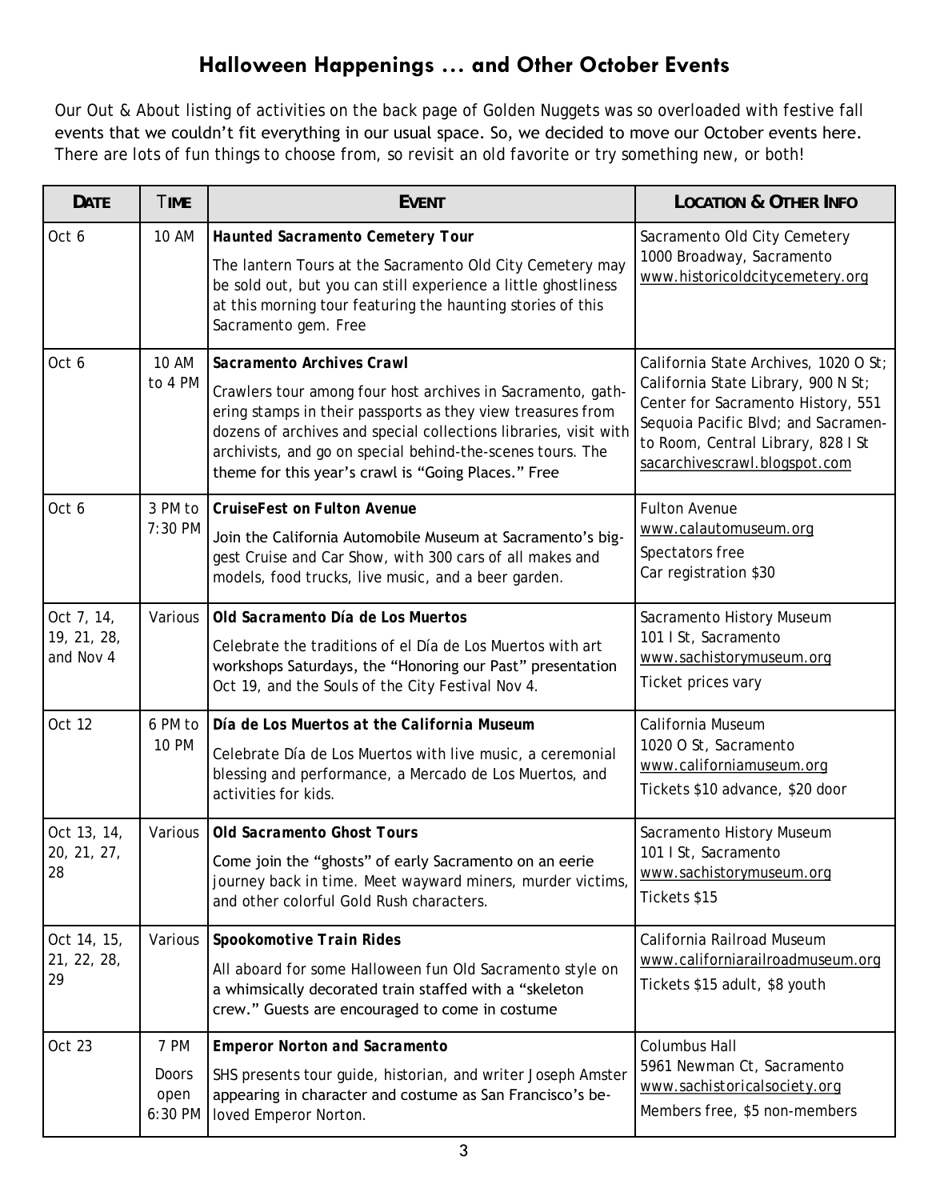# Halloween Happenings … and Other October Events

Our Out & About listing of activities on the back page of Golden Nuggets was so overloaded with festive fall events that we couldn't fit everything in our usual space. So, we decided to move our October events here. There are lots of fun things to choose from, so revisit an old favorite or try something new, or both!

| DATE | TIME | EVENT | LOCATION & OTHER INFO |
|---|---|---|---|
| Oct 6 | 10 AM | **Haunted Sacramento Cemetery Tour**<br>The lantern Tours at the Sacramento Old City Cemetery may be sold out, but you can still experience a little ghostliness at this morning tour featuring the haunting stories of this Sacramento gem. Free | Sacramento Old City Cemetery<br>1000 Broadway, Sacramento<br>www.historicoldcitycemetery.org |
| Oct 6 | 10 AM to 4 PM | **Sacramento Archives Crawl**<br>Crawlers tour among four host archives in Sacramento, gathering stamps in their passports as they view treasures from dozens of archives and special collections libraries, visit with archivists, and go on special behind-the-scenes tours. The theme for this year's crawl is "Going Places." Free | California State Archives, 1020 O St; California State Library, 900 N St; Center for Sacramento History, 551 Sequoia Pacific Blvd; and Sacramento Room, Central Library, 828 I St<br>sacarchivescrawl.blogspot.com |
| Oct 6 | 3 PM to 7:30 PM | **CruiseFest on Fulton Avenue**<br>Join the California Automobile Museum at Sacramento's biggest Cruise and Car Show, with 300 cars of all makes and models, food trucks, live music, and a beer garden. | Fulton Avenue<br>www.calautomuseum.org<br>Spectators free<br>Car registration $30 |
| Oct 7, 14, 19, 21, 28, and Nov 4 | Various | **Old Sacramento Día de Los Muertos**<br>Celebrate the traditions of el Día de Los Muertos with art workshops Saturdays, the "Honoring our Past" presentation Oct 19, and the Souls of the City Festival Nov 4. | Sacramento History Museum<br>101 I St, Sacramento<br>www.sachistorymuseum.org<br>Ticket prices vary |
| Oct 12 | 6 PM to 10 PM | **Día de Los Muertos at the California Museum**<br>Celebrate Día de Los Muertos with live music, a ceremonial blessing and performance, a Mercado de Los Muertos, and activities for kids. | California Museum<br>1020 O St, Sacramento<br>www.californiamuseum.org<br>Tickets $10 advance, $20 door |
| Oct 13, 14, 20, 21, 27, 28 | Various | **Old Sacramento Ghost Tours**<br>Come join the "ghosts" of early Sacramento on an eerie journey back in time. Meet wayward miners, murder victims, and other colorful Gold Rush characters. | Sacramento History Museum<br>101 I St, Sacramento<br>www.sachistorymuseum.org<br>Tickets $15 |
| Oct 14, 15, 21, 22, 28, 29 | Various | **Spookomotive Train Rides**<br>All aboard for some Halloween fun Old Sacramento style on a whimsically decorated train staffed with a "skeleton crew." Guests are encouraged to come in costume | California Railroad Museum<br>www.californiarailroadmuseum.org<br>Tickets $15 adult, $8 youth |
| Oct 23 | 7 PM<br>Doors open 6:30 PM | **Emperor Norton and Sacramento**<br>SHS presents tour guide, historian, and writer Joseph Amster appearing in character and costume as San Francisco's beloved Emperor Norton. | Columbus Hall<br>5961 Newman Ct, Sacramento<br>www.sachistoricalsociety.org<br>Members free, $5 non-members |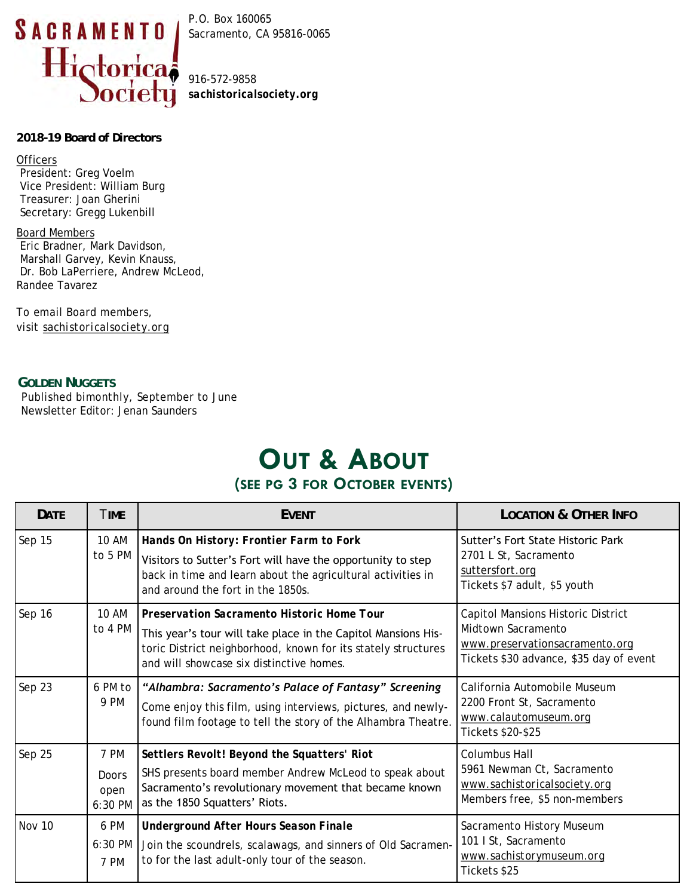**SACRAMENTO Historical Society**

P.O. Box 160065
Sacramento, CA 95816-0065

916-572-9858
**sachistoricalsociety.org**

**2018-19 Board of Directors**

Officers
President: Greg Voelm
Vice President: William Burg
Treasurer: Joan Gherini
Secretary: Gregg Lukenbill

Board Members
Eric Bradner, Mark Davidson, Marshall Garvey, Kevin Knauss, Dr. Bob LaPerriere, Andrew McLeod, Randee Tavarez

To email Board members, visit sachistoricalsociety.org

**GOLDEN NUGGETS**
Published bimonthly, September to June
Newsletter Editor: Jenan Saunders

# OUT & ABOUT

## (SEE PG 3 FOR OCTOBER EVENTS)

| DATE | TIME | EVENT | LOCATION & OTHER INFO |
|---|---|---|---|
| Sep 15 | 10 AM to 5 PM | ***Hands On History: Frontier Farm to Fork*** Visitors to Sutter's Fort will have the opportunity to step back in time and learn about the agricultural activities in and around the fort in the 1850s. | Sutter's Fort State Historic Park 2701 L St, Sacramento suttersfort.org Tickets $7 adult, $5 youth |
| Sep 16 | 10 AM to 4 PM | ***Preservation Sacramento Historic Home Tour*** This year's tour will take place in the Capitol Mansions Historic District neighborhood, known for its stately structures and will showcase six distinctive homes. | Capitol Mansions Historic District Midtown Sacramento www.preservationsacramento.org Tickets $30 advance, $35 day of event |
| Sep 23 | 6 PM to 9 PM | ***"Alhambra: Sacramento's Palace of Fantasy" Screening*** Come enjoy this film, using interviews, pictures, and newly-found film footage to tell the story of the Alhambra Theatre. | California Automobile Museum 2200 Front St, Sacramento www.calautomuseum.org Tickets $20-$25 |
| Sep 25 | 7 PM Doors open 6:30 PM | **Settlers Revolt! Beyond the Squatters' Riot** SHS presents board member Andrew McLeod to speak about Sacramento's revolutionary movement that became known as the 1850 Squatters' Riots. | Columbus Hall 5961 Newman Ct, Sacramento www.sachistoricalsociety.org Members free, $5 non-members |
| Nov 10 | 6 PM 6:30 PM 7 PM | ***Underground After Hours Season Finale*** Join the scoundrels, scalawags, and sinners of Old Sacramento for the last adult-only tour of the season. | Sacramento History Museum 101 I St, Sacramento www.sachistorymuseum.org Tickets $25 |